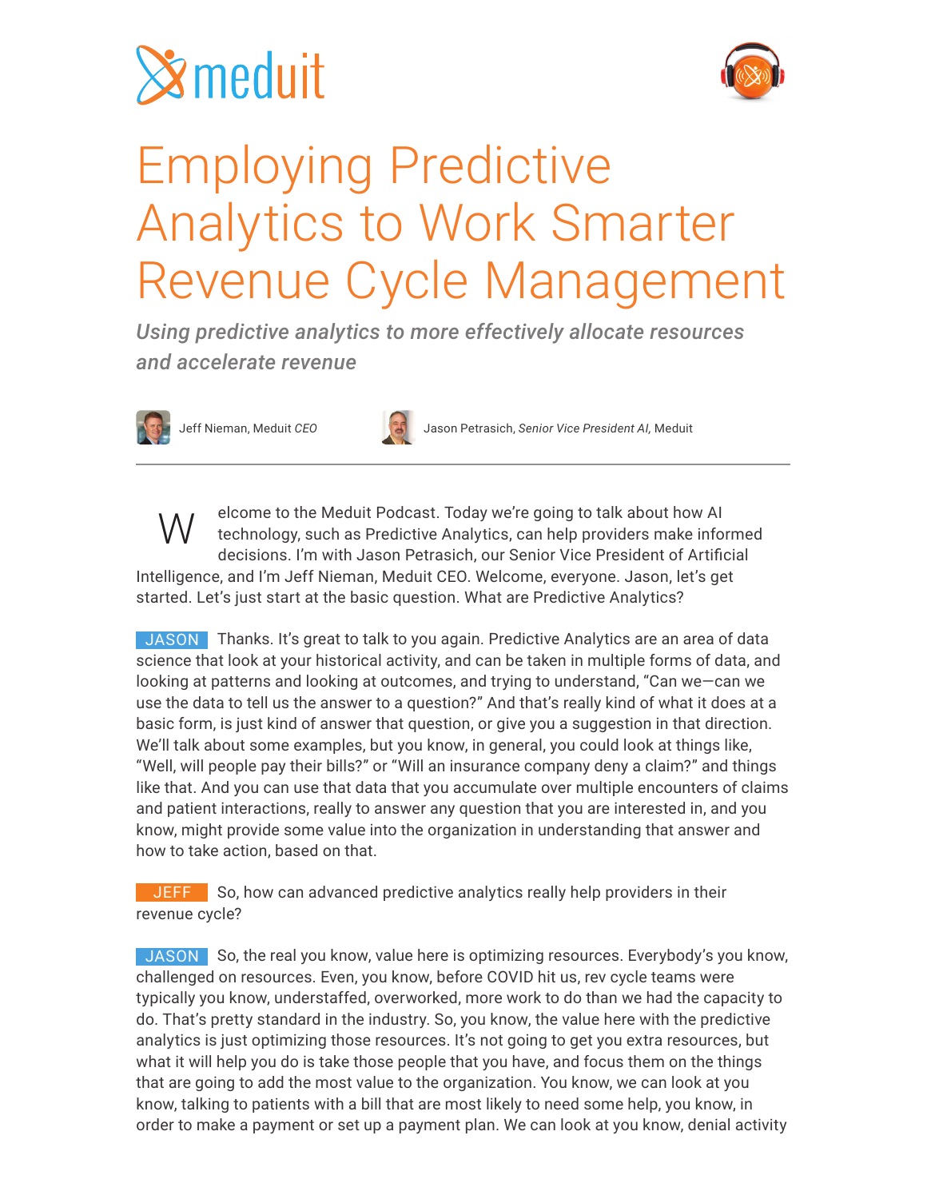meduit

# Employing Predictive Analytics to Work Smarter Revenue Cycle Management

***Using predictive analytics to more effectively allocate resources and accelerate revenue***

Jeff Nieman, Meduit *CEO*

Jason Petrasich, *Senior Vice President AI*, Meduit

---

Welcome to the Meduit Podcast. Today we're going to talk about how AI technology, such as Predictive Analytics, can help providers make informed decisions. I'm with Jason Petrasich, our Senior Vice President of Artificial Intelligence, and I'm Jeff Nieman, Meduit CEO. Welcome, everyone. Jason, let's get started. Let's just start at the basic question. What are Predictive Analytics?

**JASON** Thanks. It's great to talk to you again. Predictive Analytics are an area of data science that look at your historical activity, and can be taken in multiple forms of data, and looking at patterns and looking at outcomes, and trying to understand, "Can we—can we use the data to tell us the answer to a question?" And that's really kind of what it does at a basic form, is just kind of answer that question, or give you a suggestion in that direction. We'll talk about some examples, but you know, in general, you could look at things like, "Well, will people pay their bills?" or "Will an insurance company deny a claim?" and things like that. And you can use that data that you accumulate over multiple encounters of claims and patient interactions, really to answer any question that you are interested in, and you know, might provide some value into the organization in understanding that answer and how to take action, based on that.

**JEFF** So, how can advanced predictive analytics really help providers in their revenue cycle?

**JASON** So, the real you know, value here is optimizing resources. Everybody's you know, challenged on resources. Even, you know, before COVID hit us, rev cycle teams were typically you know, understaffed, overworked, more work to do than we had the capacity to do. That's pretty standard in the industry. So, you know, the value here with the predictive analytics is just optimizing those resources. It's not going to get you extra resources, but what it will help you do is take those people that you have, and focus them on the things that are going to add the most value to the organization. You know, we can look at you know, talking to patients with a bill that are most likely to need some help, you know, in order to make a payment or set up a payment plan. We can look at you know, denial activity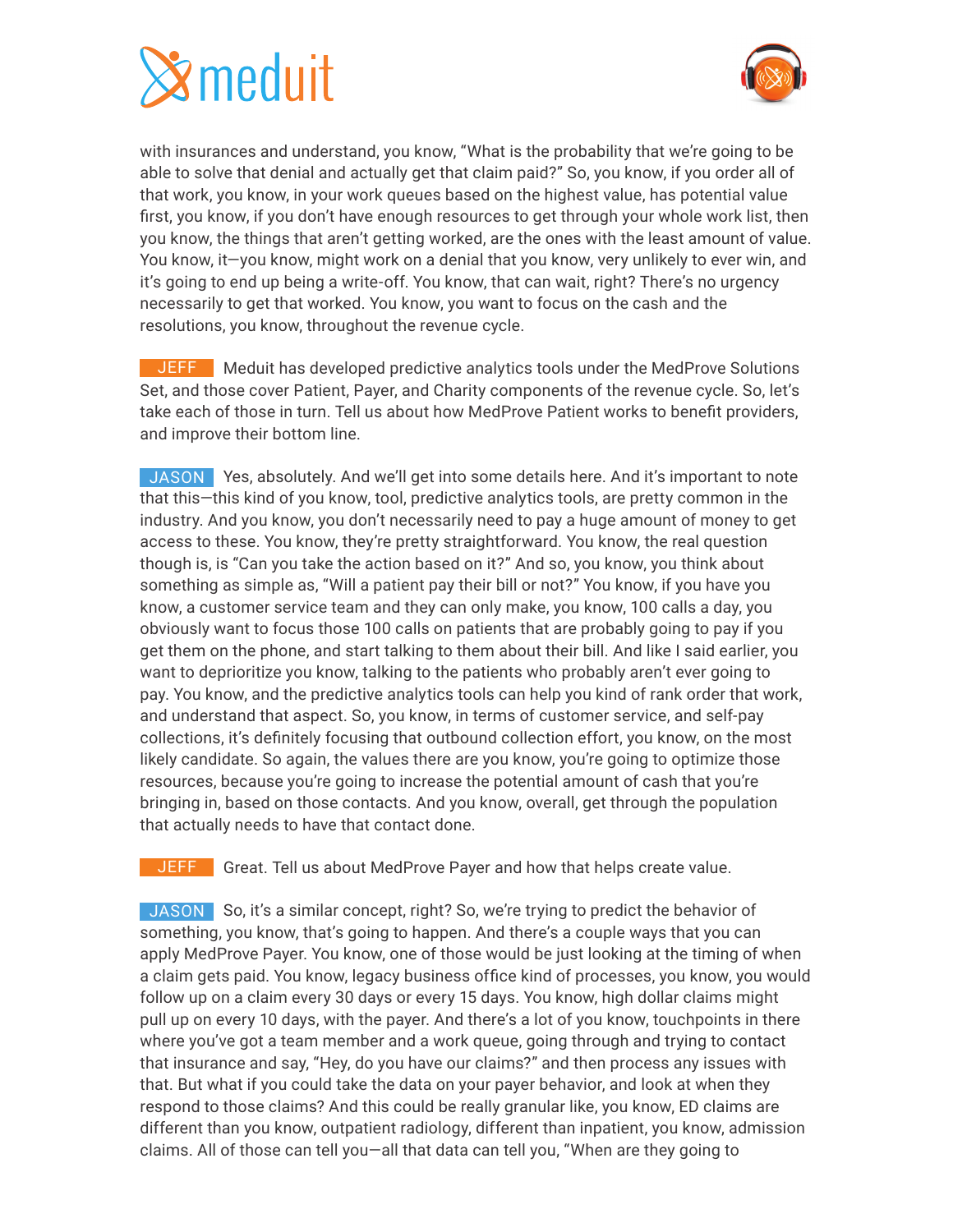with insurances and understand, you know, "What is the probability that we're going to be able to solve that denial and actually get that claim paid?" So, you know, if you order all of that work, you know, in your work queues based on the highest value, has potential value first, you know, if you don't have enough resources to get through your whole work list, then you know, the things that aren't getting worked, are the ones with the least amount of value. You know, it—you know, might work on a denial that you know, very unlikely to ever win, and it's going to end up being a write-off. You know, that can wait, right? There's no urgency necessarily to get that worked. You know, you want to focus on the cash and the resolutions, you know, throughout the revenue cycle.

**JEFF** Meduit has developed predictive analytics tools under the MedProve Solutions Set, and those cover Patient, Payer, and Charity components of the revenue cycle. So, let's take each of those in turn. Tell us about how MedProve Patient works to benefit providers, and improve their bottom line.

**JASON** Yes, absolutely. And we'll get into some details here. And it's important to note that this—this kind of you know, tool, predictive analytics tools, are pretty common in the industry. And you know, you don't necessarily need to pay a huge amount of money to get access to these. You know, they're pretty straightforward. You know, the real question though is, is "Can you take the action based on it?" And so, you know, you think about something as simple as, "Will a patient pay their bill or not?" You know, if you have you know, a customer service team and they can only make, you know, 100 calls a day, you obviously want to focus those 100 calls on patients that are probably going to pay if you get them on the phone, and start talking to them about their bill. And like I said earlier, you want to deprioritize you know, talking to the patients who probably aren't ever going to pay. You know, and the predictive analytics tools can help you kind of rank order that work, and understand that aspect. So, you know, in terms of customer service, and self-pay collections, it's definitely focusing that outbound collection effort, you know, on the most likely candidate. So again, the values there are you know, you're going to optimize those resources, because you're going to increase the potential amount of cash that you're bringing in, based on those contacts. And you know, overall, get through the population that actually needs to have that contact done.

**JEFF** Great. Tell us about MedProve Payer and how that helps create value.

**JASON** So, it's a similar concept, right? So, we're trying to predict the behavior of something, you know, that's going to happen. And there's a couple ways that you can apply MedProve Payer. You know, one of those would be just looking at the timing of when a claim gets paid. You know, legacy business office kind of processes, you know, you would follow up on a claim every 30 days or every 15 days. You know, high dollar claims might pull up on every 10 days, with the payer. And there's a lot of you know, touchpoints in there where you've got a team member and a work queue, going through and trying to contact that insurance and say, "Hey, do you have our claims?" and then process any issues with that. But what if you could take the data on your payer behavior, and look at when they respond to those claims? And this could be really granular like, you know, ED claims are different than you know, outpatient radiology, different than inpatient, you know, admission claims. All of those can tell you—all that data can tell you, "When are they going to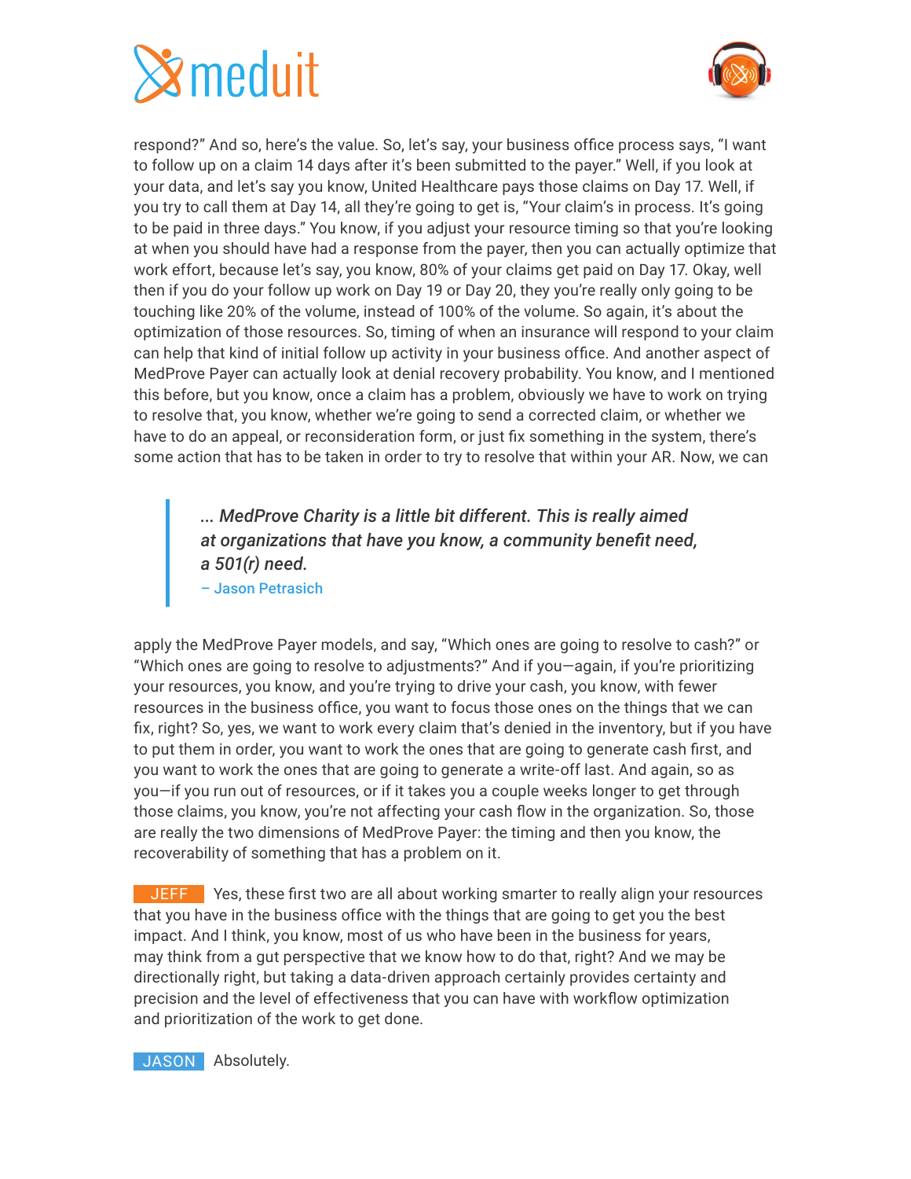respond?" And so, here's the value. So, let's say, your business office process says, "I want to follow up on a claim 14 days after it's been submitted to the payer." Well, if you look at your data, and let's say you know, United Healthcare pays those claims on Day 17. Well, if you try to call them at Day 14, all they're going to get is, "Your claim's in process. It's going to be paid in three days." You know, if you adjust your resource timing so that you're looking at when you should have had a response from the payer, then you can actually optimize that work effort, because let's say, you know, 80% of your claims get paid on Day 17. Okay, well then if you do your follow up work on Day 19 or Day 20, they you're really only going to be touching like 20% of the volume, instead of 100% of the volume. So again, it's about the optimization of those resources. So, timing of when an insurance will respond to your claim can help that kind of initial follow up activity in your business office. And another aspect of MedProve Payer can actually look at denial recovery probability. You know, and I mentioned this before, but you know, once a claim has a problem, obviously we have to work on trying to resolve that, you know, whether we're going to send a corrected claim, or whether we have to do an appeal, or reconsideration form, or just fix something in the system, there's some action that has to be taken in order to try to resolve that within your AR. Now, we can

> ***... MedProve Charity is a little bit different. This is really aimed at organizations that have you know, a community benefit need, a 501(r) need.***
> – Jason Petrasich

apply the MedProve Payer models, and say, "Which ones are going to resolve to cash?" or "Which ones are going to resolve to adjustments?" And if you—again, if you're prioritizing your resources, you know, and you're trying to drive your cash, you know, with fewer resources in the business office, you want to focus those ones on the things that we can fix, right? So, yes, we want to work every claim that's denied in the inventory, but if you have to put them in order, you want to work the ones that are going to generate cash first, and you want to work the ones that are going to generate a write-off last. And again, so as you—if you run out of resources, or if it takes you a couple weeks longer to get through those claims, you know, you're not affecting your cash flow in the organization. So, those are really the two dimensions of MedProve Payer: the timing and then you know, the recoverability of something that has a problem on it.

**JEFF** Yes, these first two are all about working smarter to really align your resources that you have in the business office with the things that are going to get you the best impact. And I think, you know, most of us who have been in the business for years, may think from a gut perspective that we know how to do that, right? And we may be directionally right, but taking a data-driven approach certainly provides certainty and precision and the level of effectiveness that you can have with workflow optimization and prioritization of the work to get done.

**JASON** Absolutely.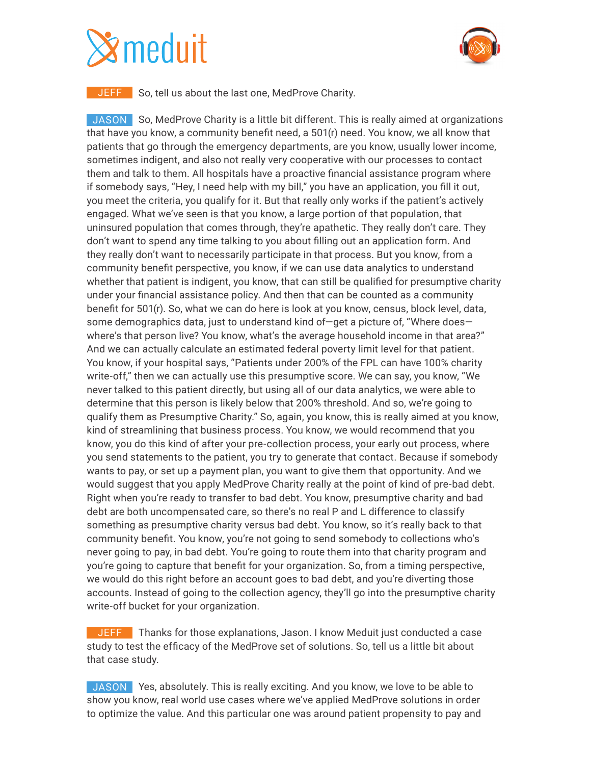**JEFF** So, tell us about the last one, MedProve Charity.

**JASON** So, MedProve Charity is a little bit different. This is really aimed at organizations that have you know, a community benefit need, a 501(r) need. You know, we all know that patients that go through the emergency departments, are you know, usually lower income, sometimes indigent, and also not really very cooperative with our processes to contact them and talk to them. All hospitals have a proactive financial assistance program where if somebody says, "Hey, I need help with my bill," you have an application, you fill it out, you meet the criteria, you qualify for it. But that really only works if the patient's actively engaged. What we've seen is that you know, a large portion of that population, that uninsured population that comes through, they're apathetic. They really don't care. They don't want to spend any time talking to you about filling out an application form. And they really don't want to necessarily participate in that process. But you know, from a community benefit perspective, you know, if we can use data analytics to understand whether that patient is indigent, you know, that can still be qualified for presumptive charity under your financial assistance policy. And then that can be counted as a community benefit for 501(r). So, what we can do here is look at you know, census, block level, data, some demographics data, just to understand kind of—get a picture of, "Where does—where's that person live? You know, what's the average household income in that area?" And we can actually calculate an estimated federal poverty limit level for that patient. You know, if your hospital says, "Patients under 200% of the FPL can have 100% charity write-off," then we can actually use this presumptive score. We can say, you know, "We never talked to this patient directly, but using all of our data analytics, we were able to determine that this person is likely below that 200% threshold. And so, we're going to qualify them as Presumptive Charity." So, again, you know, this is really aimed at you know, kind of streamlining that business process. You know, we would recommend that you know, you do this kind of after your pre-collection process, your early out process, where you send statements to the patient, you try to generate that contact. Because if somebody wants to pay, or set up a payment plan, you want to give them that opportunity. And we would suggest that you apply MedProve Charity really at the point of kind of pre-bad debt. Right when you're ready to transfer to bad debt. You know, presumptive charity and bad debt are both uncompensated care, so there's no real P and L difference to classify something as presumptive charity versus bad debt. You know, so it's really back to that community benefit. You know, you're not going to send somebody to collections who's never going to pay, in bad debt. You're going to route them into that charity program and you're going to capture that benefit for your organization. So, from a timing perspective, we would do this right before an account goes to bad debt, and you're diverting those accounts. Instead of going to the collection agency, they'll go into the presumptive charity write-off bucket for your organization.

**JEFF** Thanks for those explanations, Jason. I know Meduit just conducted a case study to test the efficacy of the MedProve set of solutions. So, tell us a little bit about that case study.

**JASON** Yes, absolutely. This is really exciting. And you know, we love to be able to show you know, real world use cases where we've applied MedProve solutions in order to optimize the value. And this particular one was around patient propensity to pay and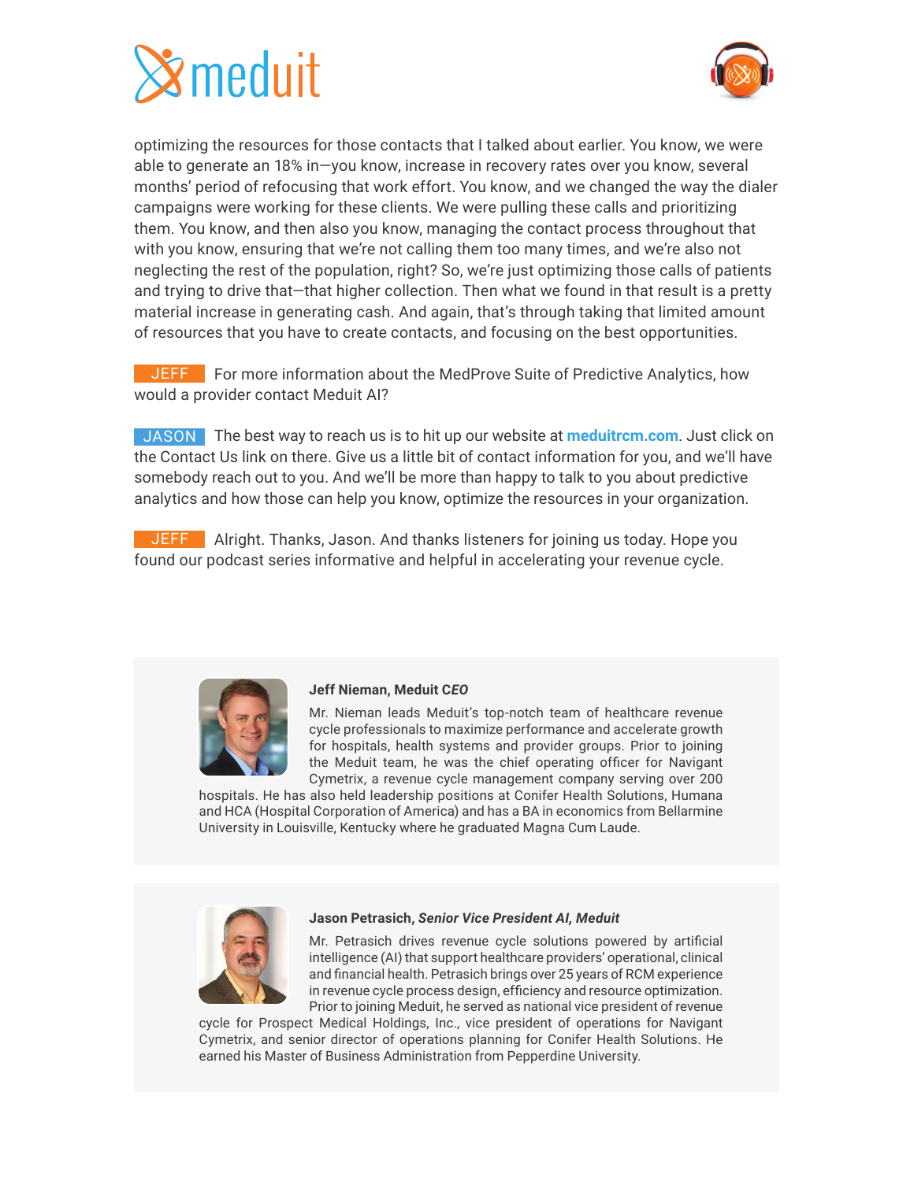optimizing the resources for those contacts that I talked about earlier. You know, we were able to generate an 18% in—you know, increase in recovery rates over you know, several months' period of refocusing that work effort. You know, and we changed the way the dialer campaigns were working for these clients. We were pulling these calls and prioritizing them. You know, and then also you know, managing the contact process throughout that with you know, ensuring that we're not calling them too many times, and we're also not neglecting the rest of the population, right? So, we're just optimizing those calls of patients and trying to drive that—that higher collection. Then what we found in that result is a pretty material increase in generating cash. And again, that's through taking that limited amount of resources that you have to create contacts, and focusing on the best opportunities.

**JEFF** For more information about the MedProve Suite of Predictive Analytics, how would a provider contact Meduit AI?

**JASON** The best way to reach us is to hit up our website at **meduitrcm.com**. Just click on the Contact Us link on there. Give us a little bit of contact information for you, and we'll have somebody reach out to you. And we'll be more than happy to talk to you about predictive analytics and how those can help you know, optimize the resources in your organization.

**JEFF** Alright. Thanks, Jason. And thanks listeners for joining us today. Hope you found our podcast series informative and helpful in accelerating your revenue cycle.

**Jeff Nieman, Meduit *CEO***

Mr. Nieman leads Meduit's top-notch team of healthcare revenue cycle professionals to maximize performance and accelerate growth for hospitals, health systems and provider groups. Prior to joining the Meduit team, he was the chief operating officer for Navigant Cymetrix, a revenue cycle management company serving over 200 hospitals. He has also held leadership positions at Conifer Health Solutions, Humana and HCA (Hospital Corporation of America) and has a BA in economics from Bellarmine University in Louisville, Kentucky where he graduated Magna Cum Laude.

**Jason Petrasich, *Senior Vice President AI, Meduit***

Mr. Petrasich drives revenue cycle solutions powered by artificial intelligence (AI) that support healthcare providers' operational, clinical and financial health. Petrasich brings over 25 years of RCM experience in revenue cycle process design, efficiency and resource optimization. Prior to joining Meduit, he served as national vice president of revenue cycle for Prospect Medical Holdings, Inc., vice president of operations for Navigant Cymetrix, and senior director of operations planning for Conifer Health Solutions. He earned his Master of Business Administration from Pepperdine University.